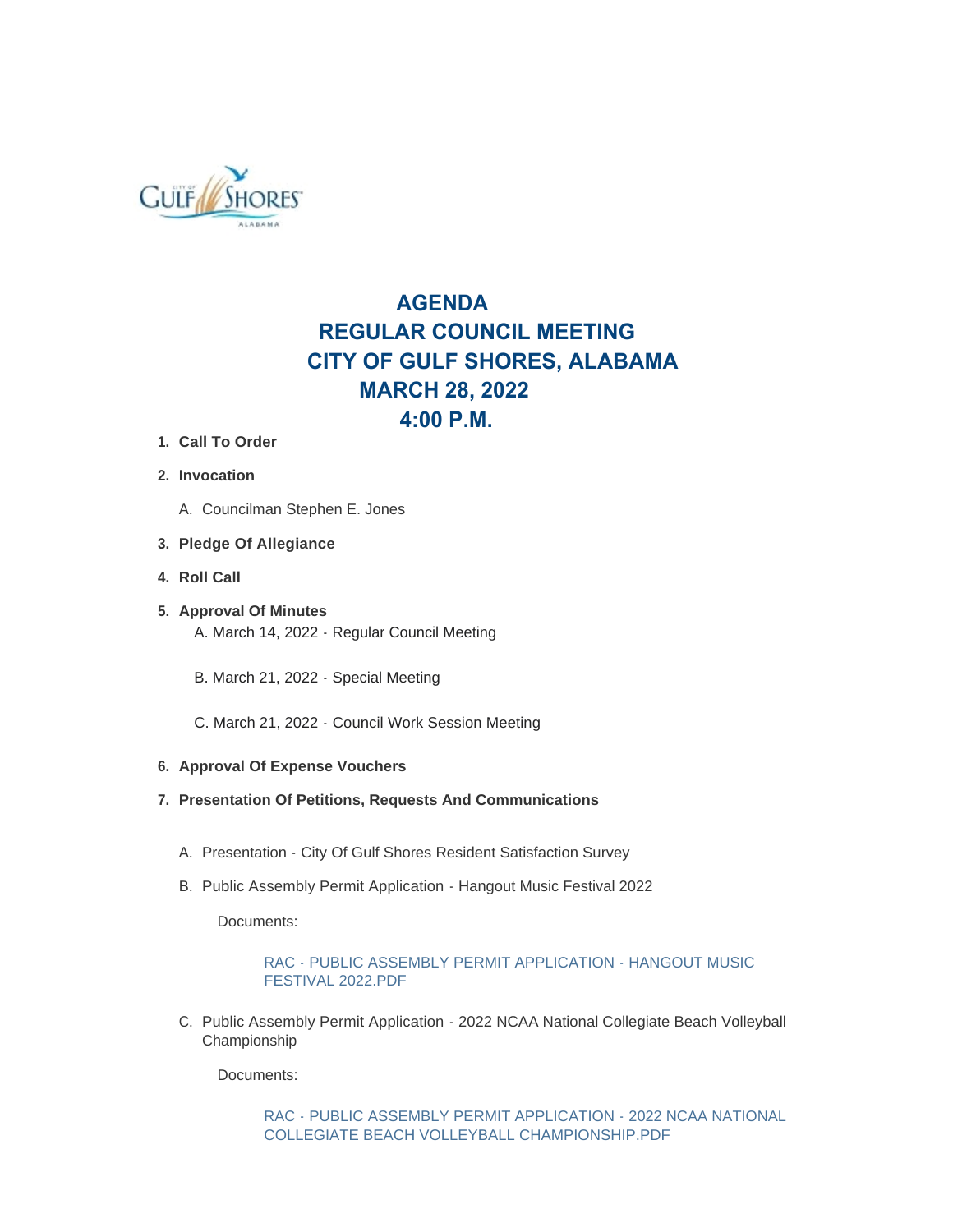# AGENDA
# REGULAR COUNCIL MEETING
# CITY OF GULF SHORES, ALABAMA
# MARCH 28, 2022
# 4:00 P.M.

1. **Call To Order**

2. **Invocation**

   A. Councilman Stephen E. Jones

3. **Pledge Of Allegiance**

4. **Roll Call**

5. **Approval Of Minutes**

   A. March 14, 2022 - Regular Council Meeting

   B. March 21, 2022 - Special Meeting

   C. March 21, 2022 - Council Work Session Meeting

6. **Approval Of Expense Vouchers**

7. **Presentation Of Petitions, Requests And Communications**

   A. Presentation - City Of Gulf Shores Resident Satisfaction Survey

   B. Public Assembly Permit Application - Hangout Music Festival 2022

      Documents:

      RAC - PUBLIC ASSEMBLY PERMIT APPLICATION - HANGOUT MUSIC FESTIVAL 2022.PDF

   C. Public Assembly Permit Application - 2022 NCAA National Collegiate Beach Volleyball Championship

      Documents:

      RAC - PUBLIC ASSEMBLY PERMIT APPLICATION - 2022 NCAA NATIONAL COLLEGIATE BEACH VOLLEYBALL CHAMPIONSHIP.PDF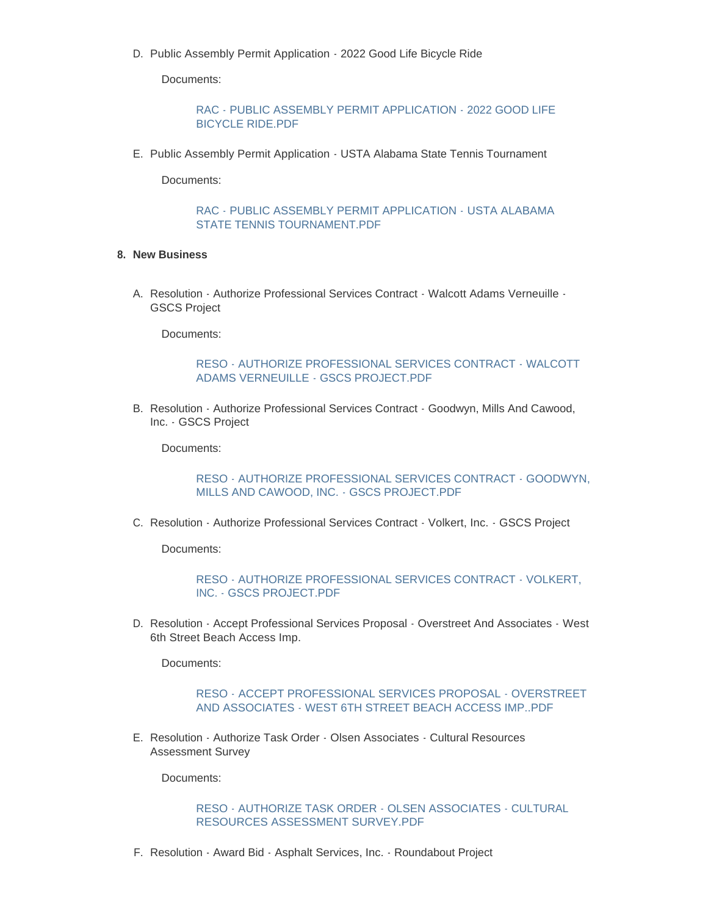D. Public Assembly Permit Application - 2022 Good Life Bicycle Ride

Documents:

RAC - PUBLIC ASSEMBLY PERMIT APPLICATION - 2022 GOOD LIFE BICYCLE RIDE.PDF

E. Public Assembly Permit Application - USTA Alabama State Tennis Tournament

Documents:

RAC - PUBLIC ASSEMBLY PERMIT APPLICATION - USTA ALABAMA STATE TENNIS TOURNAMENT.PDF

**8. New Business**

A. Resolution - Authorize Professional Services Contract - Walcott Adams Verneuille - GSCS Project

Documents:

RESO - AUTHORIZE PROFESSIONAL SERVICES CONTRACT - WALCOTT ADAMS VERNEUILLE - GSCS PROJECT.PDF

B. Resolution - Authorize Professional Services Contract - Goodwyn, Mills And Cawood, Inc. - GSCS Project

Documents:

RESO - AUTHORIZE PROFESSIONAL SERVICES CONTRACT - GOODWYN, MILLS AND CAWOOD, INC. - GSCS PROJECT.PDF

C. Resolution - Authorize Professional Services Contract - Volkert, Inc. - GSCS Project

Documents:

RESO - AUTHORIZE PROFESSIONAL SERVICES CONTRACT - VOLKERT, INC. - GSCS PROJECT.PDF

D. Resolution - Accept Professional Services Proposal - Overstreet And Associates - West 6th Street Beach Access Imp.

Documents:

RESO - ACCEPT PROFESSIONAL SERVICES PROPOSAL - OVERSTREET AND ASSOCIATES - WEST 6TH STREET BEACH ACCESS IMP..PDF

E. Resolution - Authorize Task Order - Olsen Associates - Cultural Resources Assessment Survey

Documents:

RESO - AUTHORIZE TASK ORDER - OLSEN ASSOCIATES - CULTURAL RESOURCES ASSESSMENT SURVEY.PDF

F. Resolution - Award Bid - Asphalt Services, Inc. - Roundabout Project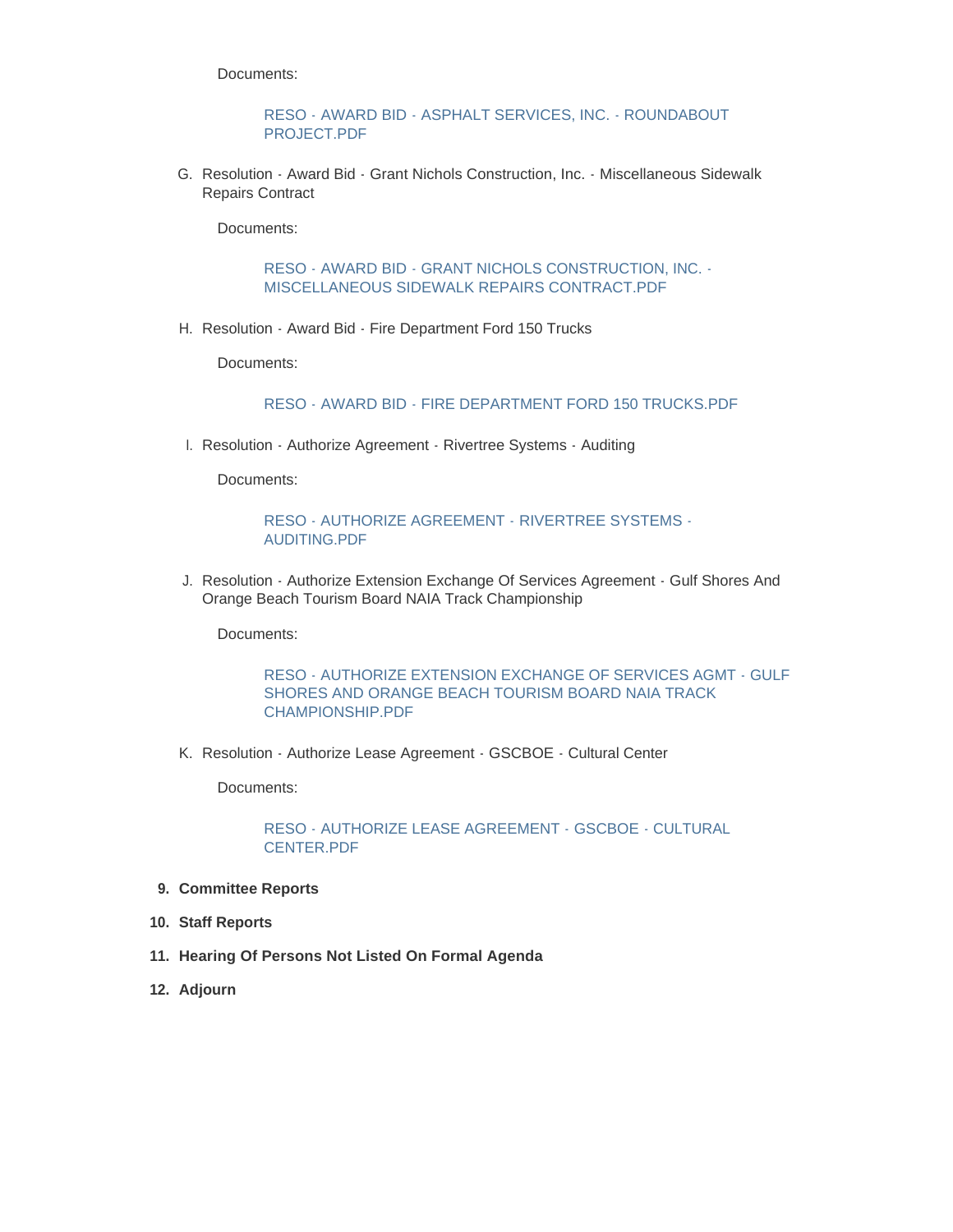Documents:

RESO - AWARD BID - ASPHALT SERVICES, INC. - ROUNDABOUT PROJECT.PDF

G. Resolution - Award Bid - Grant Nichols Construction, Inc. - Miscellaneous Sidewalk Repairs Contract

Documents:

RESO - AWARD BID - GRANT NICHOLS CONSTRUCTION, INC. - MISCELLANEOUS SIDEWALK REPAIRS CONTRACT.PDF

H. Resolution - Award Bid - Fire Department Ford 150 Trucks

Documents:

RESO - AWARD BID - FIRE DEPARTMENT FORD 150 TRUCKS.PDF

I. Resolution - Authorize Agreement - Rivertree Systems - Auditing

Documents:

RESO - AUTHORIZE AGREEMENT - RIVERTREE SYSTEMS - AUDITING.PDF

J. Resolution - Authorize Extension Exchange Of Services Agreement - Gulf Shores And Orange Beach Tourism Board NAIA Track Championship

Documents:

RESO - AUTHORIZE EXTENSION EXCHANGE OF SERVICES AGMT - GULF SHORES AND ORANGE BEACH TOURISM BOARD NAIA TRACK CHAMPIONSHIP.PDF

K. Resolution - Authorize Lease Agreement - GSCBOE - Cultural Center

Documents:

RESO - AUTHORIZE LEASE AGREEMENT - GSCBOE - CULTURAL CENTER.PDF

9. **Committee Reports**

10. **Staff Reports**

11. **Hearing Of Persons Not Listed On Formal Agenda**

12. **Adjourn**